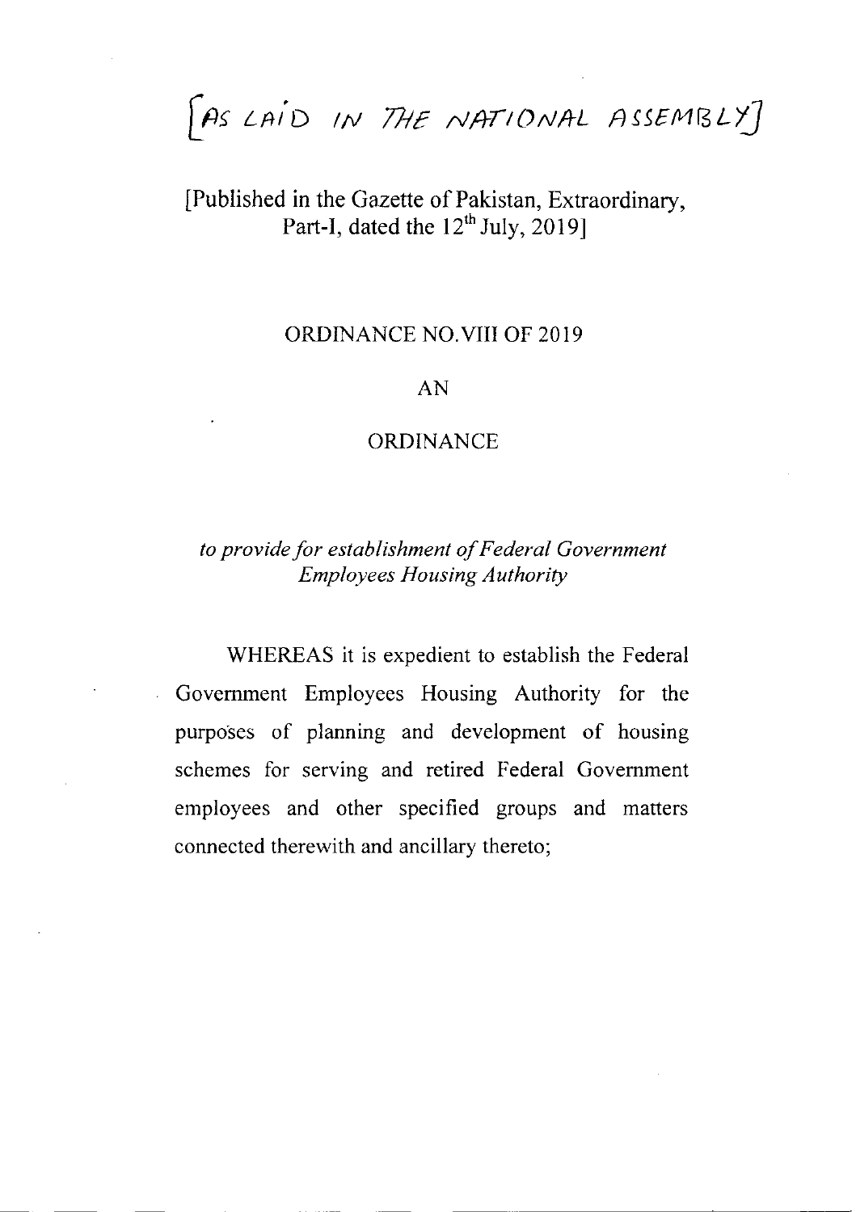[AS LAID IN THE NATIONAL ASSEMBLY]

[Published in the Gazette of Pakistan, Extraordinary, Part-I, dated the 12th July, 2019]

ORDINANCE NO.VIII OF 2019

AN

ORDINANCE

*to provide for establishment of Federal Government Employees Housing Authority*

WHEREAS it is expedient to establish the Federal Government Employees Housing Authority for the purposes of planning and development of housing schemes for serving and retired Federal Government employees and other specified groups and matters connected therewith and ancillary thereto;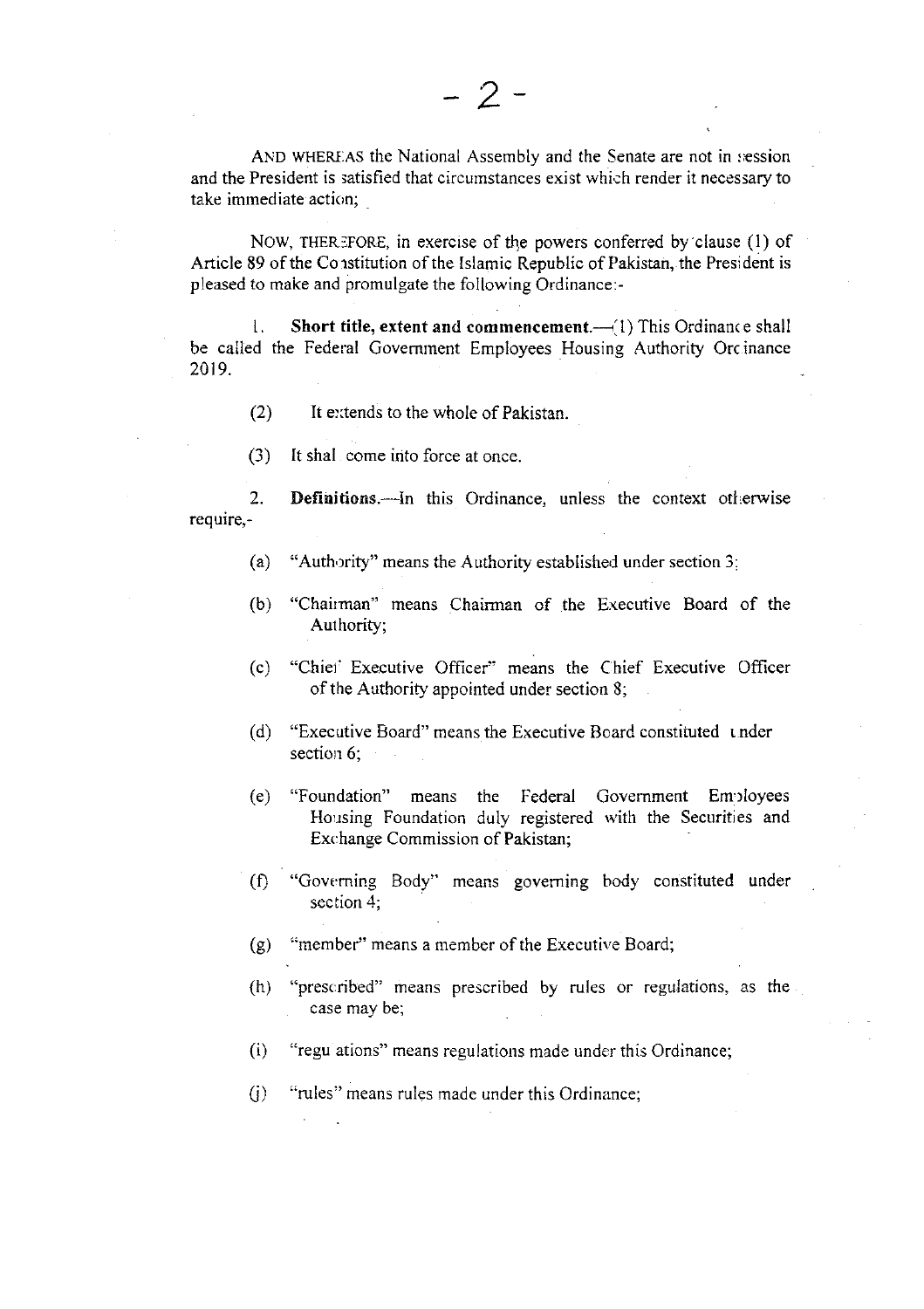AND WHEREAS the National Assembly and the Senate are not in session and the President is satisfied that circumstances exist which render it necessary to take immediate action;

NOW, THEREFORE, in exercise of the powers conferred by clause (1) of Article 89 of the Constitution of the Islamic Republic of Pakistan, the President is pleased to make and promulgate the following Ordinance:-

1. **Short title, extent and commencement.**—(1) This Ordinance shall be called the Federal Government Employees Housing Authority Ordinance 2019.

(2) It extends to the whole of Pakistan.

(3) It shall come into force at once.

2. **Definitions.**—In this Ordinance, unless the context otherwise require,-

(a) "Authority" means the Authority established under section 3;

(b) "Chairman" means Chairman of the Executive Board of the Authority;

(c) "Chief Executive Officer" means the Chief Executive Officer of the Authority appointed under section 8;

(d) "Executive Board" means the Executive Board constituted under section 6;

(e) "Foundation" means the Federal Government Employees Housing Foundation duly registered with the Securities and Exchange Commission of Pakistan;

(f) "Governing Body" means governing body constituted under section 4;

(g) "member" means a member of the Executive Board;

(h) "prescribed" means prescribed by rules or regulations, as the case may be;

(i) "regulations" means regulations made under this Ordinance;

(j) "rules" means rules made under this Ordinance;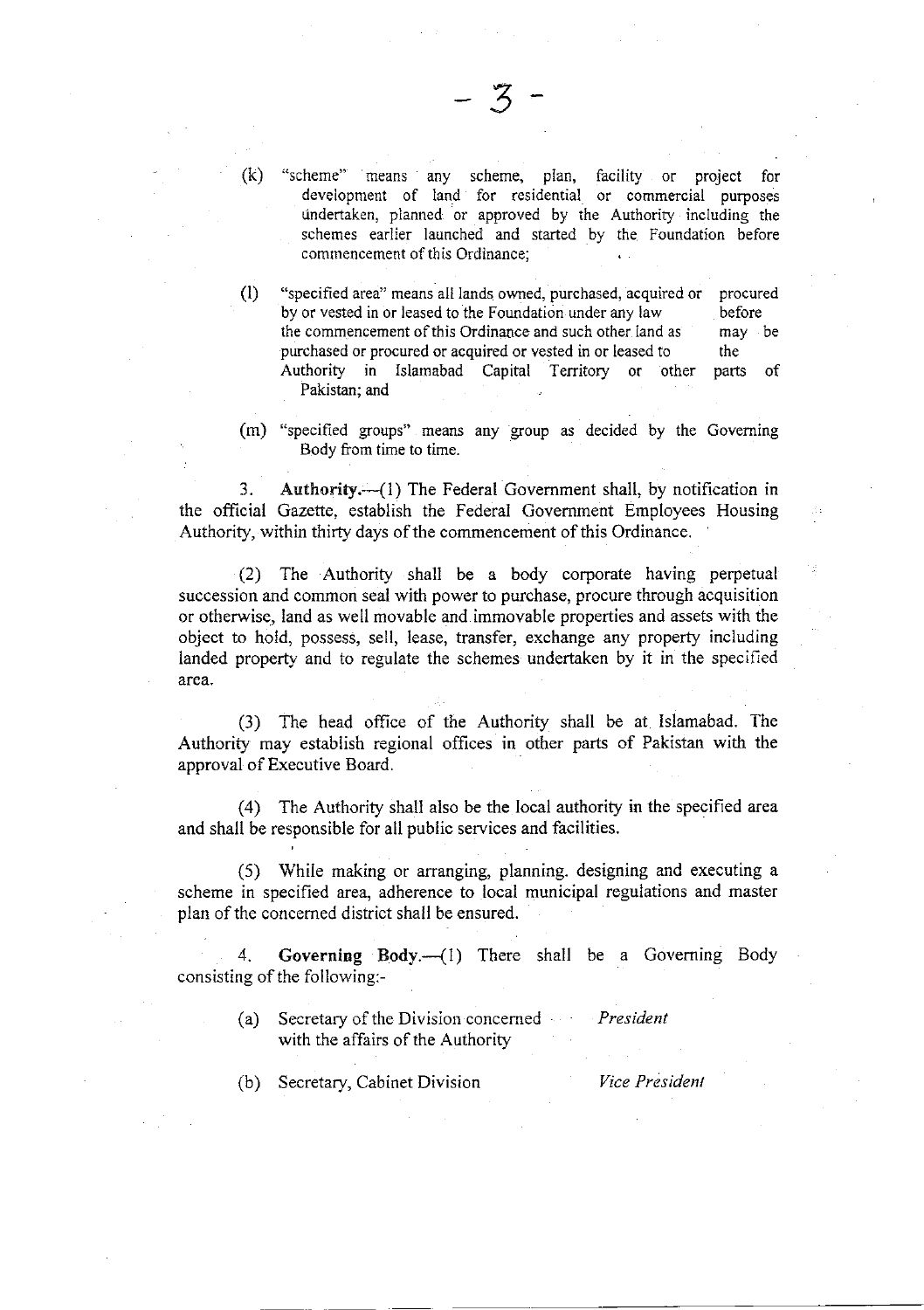(k) "scheme" means any scheme, plan, facility or project for development of land for residential or commercial purposes undertaken, planned or approved by the Authority including the schemes earlier launched and started by the Foundation before commencement of this Ordinance;

(l) "specified area" means all lands owned, purchased, acquired or procured by or vested in or leased to the Foundation under any law before the commencement of this Ordinance and such other land as may be purchased or procured or acquired or vested in or leased to the Authority in Islamabad Capital Territory or other parts of Pakistan; and

(m) "specified groups" means any group as decided by the Governing Body from time to time.

3. **Authority.**—(1) The Federal Government shall, by notification in the official Gazette, establish the Federal Government Employees Housing Authority, within thirty days of the commencement of this Ordinance.

(2) The Authority shall be a body corporate having perpetual succession and common seal with power to purchase, procure through acquisition or otherwise, land as well movable and immovable properties and assets with the object to hold, possess, sell, lease, transfer, exchange any property including landed property and to regulate the schemes undertaken by it in the specified area.

(3) The head office of the Authority shall be at Islamabad. The Authority may establish regional offices in other parts of Pakistan with the approval of Executive Board.

(4) The Authority shall also be the local authority in the specified area and shall be responsible for all public services and facilities.

(5) While making or arranging, planning. designing and executing a scheme in specified area, adherence to local municipal regulations and master plan of the concerned district shall be ensured.

4. **Governing Body.**—(1) There shall be a Governing Body consisting of the following:-

(a) Secretary of the Division concerned with the affairs of the Authority — *President*

(b) Secretary, Cabinet Division — *Vice President*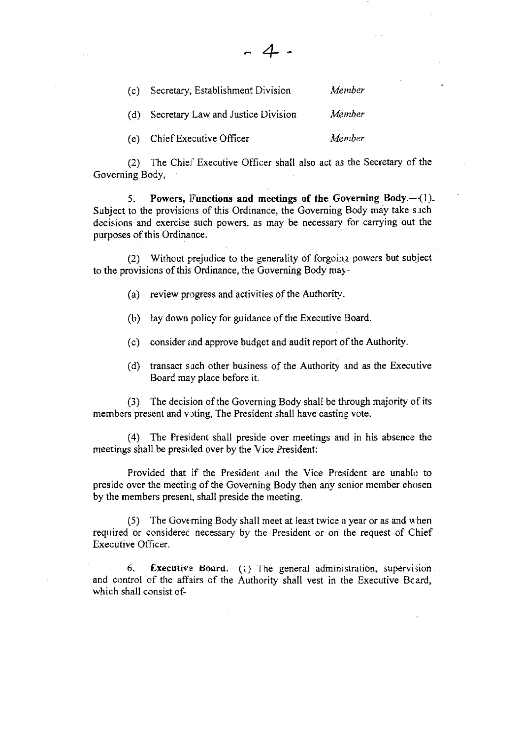(c) Secretary, Establishment Division *Member*

(d) Secretary Law and Justice Division *Member*

(e) Chief Executive Officer *Member*

(2) The Chief Executive Officer shall also act as the Secretary of the Governing Body,

5. **Powers, Functions and meetings of the Governing Body.**—(1). Subject to the provisions of this Ordinance, the Governing Body may take such decisions and exercise such powers, as may be necessary for carrying out the purposes of this Ordinance.

(2) Without prejudice to the generality of forgoing powers but subject to the provisions of this Ordinance, the Governing Body may-

(a) review progress and activities of the Authority.

(b) lay down policy for guidance of the Executive Board.

(c) consider and approve budget and audit report of the Authority.

(d) transact such other business of the Authority and as the Executive Board may place before it.

(3) The decision of the Governing Body shall be through majority of its members present and voting, The President shall have casting vote.

(4) The President shall preside over meetings and in his absence the meetings shall be presided over by the Vice President:

Provided that if the President and the Vice President are unable to preside over the meeting of the Governing Body then any senior member chosen by the members present, shall preside the meeting.

(5) The Governing Body shall meet at least twice a year or as and when required or considered necessary by the President or on the request of Chief Executive Officer.

6. **Executive Board.**—(1) The general administration, supervision and control of the affairs of the Authority shall vest in the Executive Board, which shall consist of-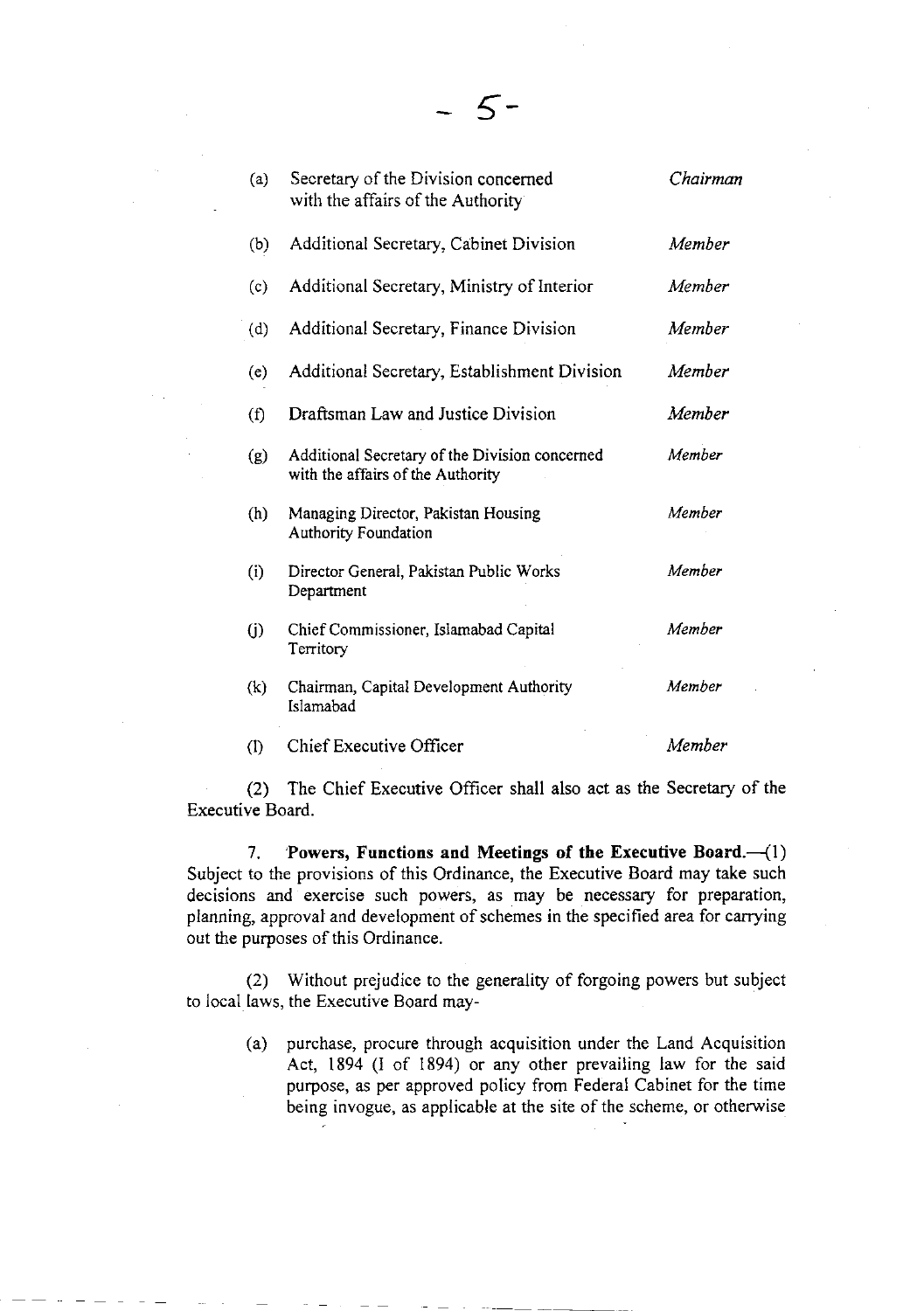| | | |
|---|---|---|
| (a) | Secretary of the Division concerned with the affairs of the Authority | *Chairman* |
| (b) | Additional Secretary, Cabinet Division | *Member* |
| (c) | Additional Secretary, Ministry of Interior | *Member* |
| (d) | Additional Secretary, Finance Division | *Member* |
| (e) | Additional Secretary, Establishment Division | *Member* |
| (f) | Draftsman Law and Justice Division | *Member* |
| (g) | Additional Secretary of the Division concerned with the affairs of the Authority | *Member* |
| (h) | Managing Director, Pakistan Housing Authority Foundation | *Member* |
| (i) | Director General, Pakistan Public Works Department | *Member* |
| (j) | Chief Commissioner, Islamabad Capital Territory | *Member* |
| (k) | Chairman, Capital Development Authority Islamabad | *Member* |
| (l) | Chief Executive Officer | *Member* |

(2) The Chief Executive Officer shall also act as the Secretary of the Executive Board.

7. **Powers, Functions and Meetings of the Executive Board.**—(1) Subject to the provisions of this Ordinance, the Executive Board may take such decisions and exercise such powers, as may be necessary for preparation, planning, approval and development of schemes in the specified area for carrying out the purposes of this Ordinance.

(2) Without prejudice to the generality of forgoing powers but subject to local laws, the Executive Board may-

(a) purchase, procure through acquisition under the Land Acquisition Act, 1894 (I of 1894) or any other prevailing law for the said purpose, as per approved policy from Federal Cabinet for the time being invogue, as applicable at the site of the scheme, or otherwise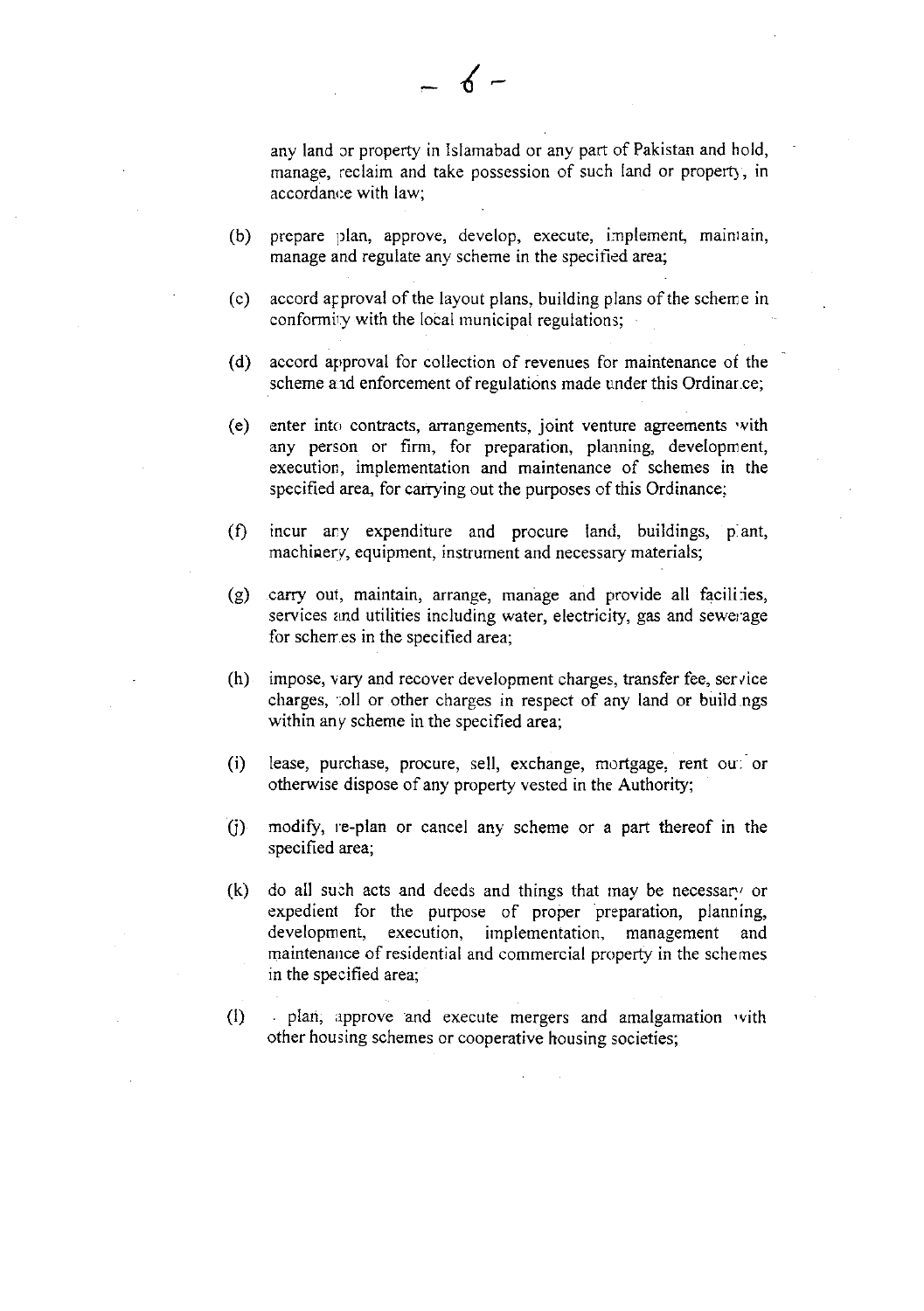any land or property in Islamabad or any part of Pakistan and hold, manage, reclaim and take possession of such land or property, in accordance with law;

(b) prepare plan, approve, develop, execute, implement, maintain, manage and regulate any scheme in the specified area;

(c) accord approval of the layout plans, building plans of the scheme in conformity with the local municipal regulations;

(d) accord approval for collection of revenues for maintenance of the scheme and enforcement of regulations made under this Ordinance;

(e) enter into contracts, arrangements, joint venture agreements with any person or firm, for preparation, planning, development, execution, implementation and maintenance of schemes in the specified area, for carrying out the purposes of this Ordinance;

(f) incur any expenditure and procure land, buildings, plant, machinery, equipment, instrument and necessary materials;

(g) carry out, maintain, arrange, manage and provide all facilities, services and utilities including water, electricity, gas and sewerage for schemes in the specified area;

(h) impose, vary and recover development charges, transfer fee, service charges, toll or other charges in respect of any land or buildings within any scheme in the specified area;

(i) lease, purchase, procure, sell, exchange, mortgage, rent out or otherwise dispose of any property vested in the Authority;

(j) modify, re-plan or cancel any scheme or a part thereof in the specified area;

(k) do all such acts and deeds and things that may be necessary or expedient for the purpose of proper preparation, planning, development, execution, implementation, management and maintenance of residential and commercial property in the schemes in the specified area;

(l) plan, approve and execute mergers and amalgamation with other housing schemes or cooperative housing societies;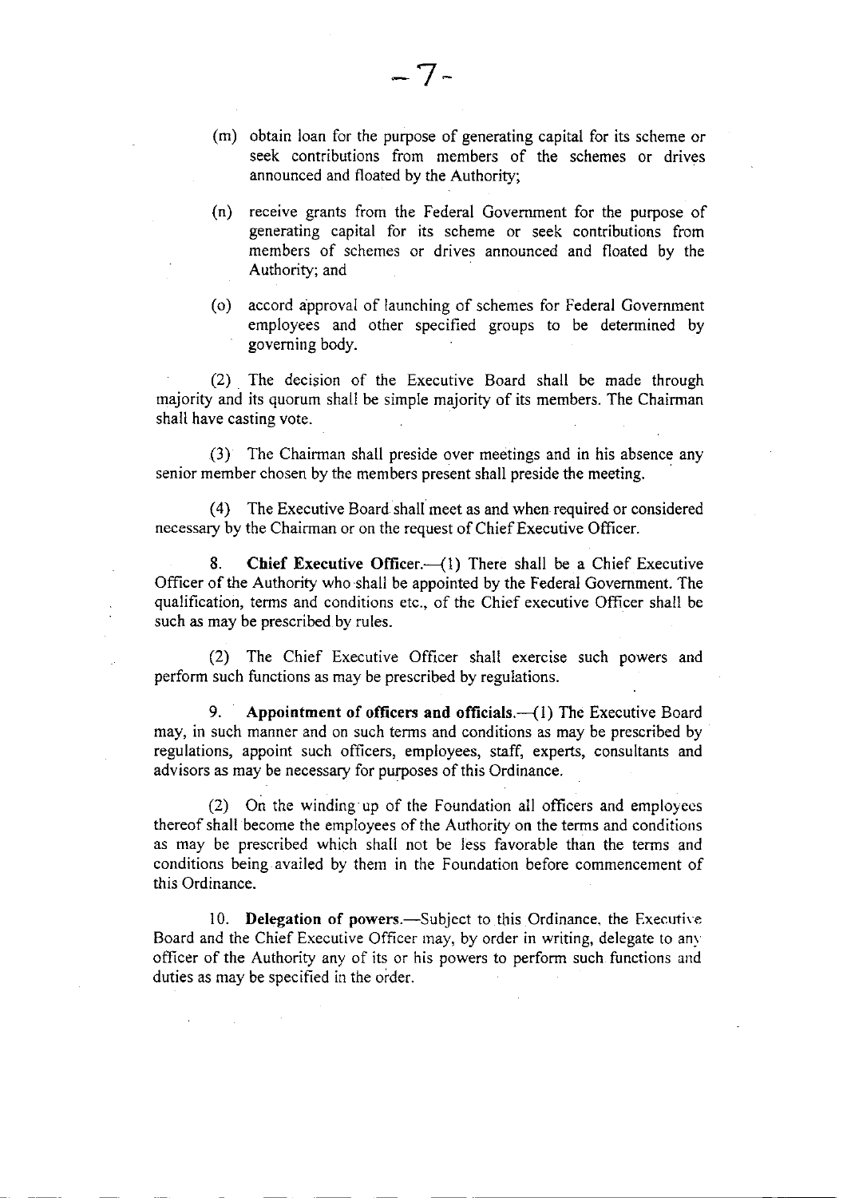(m) obtain loan for the purpose of generating capital for its scheme or seek contributions from members of the schemes or drives announced and floated by the Authority;

(n) receive grants from the Federal Government for the purpose of generating capital for its scheme or seek contributions from members of schemes or drives announced and floated by the Authority; and

(o) accord approval of launching of schemes for Federal Government employees and other specified groups to be determined by governing body.

(2) The decision of the Executive Board shall be made through majority and its quorum shall be simple majority of its members. The Chairman shall have casting vote.

(3) The Chairman shall preside over meetings and in his absence any senior member chosen by the members present shall preside the meeting.

(4) The Executive Board shall meet as and when required or considered necessary by the Chairman or on the request of Chief Executive Officer.

8. **Chief Executive Officer.**—(1) There shall be a Chief Executive Officer of the Authority who shall be appointed by the Federal Government. The qualification, terms and conditions etc., of the Chief executive Officer shall be such as may be prescribed by rules.

(2) The Chief Executive Officer shall exercise such powers and perform such functions as may be prescribed by regulations.

9. **Appointment of officers and officials.**—(1) The Executive Board may, in such manner and on such terms and conditions as may be prescribed by regulations, appoint such officers, employees, staff, experts, consultants and advisors as may be necessary for purposes of this Ordinance.

(2) On the winding up of the Foundation all officers and employees thereof shall become the employees of the Authority on the terms and conditions as may be prescribed which shall not be less favorable than the terms and conditions being availed by them in the Foundation before commencement of this Ordinance.

10. **Delegation of powers.**—Subject to this Ordinance, the Executive Board and the Chief Executive Officer may, by order in writing, delegate to any officer of the Authority any of its or his powers to perform such functions and duties as may be specified in the order.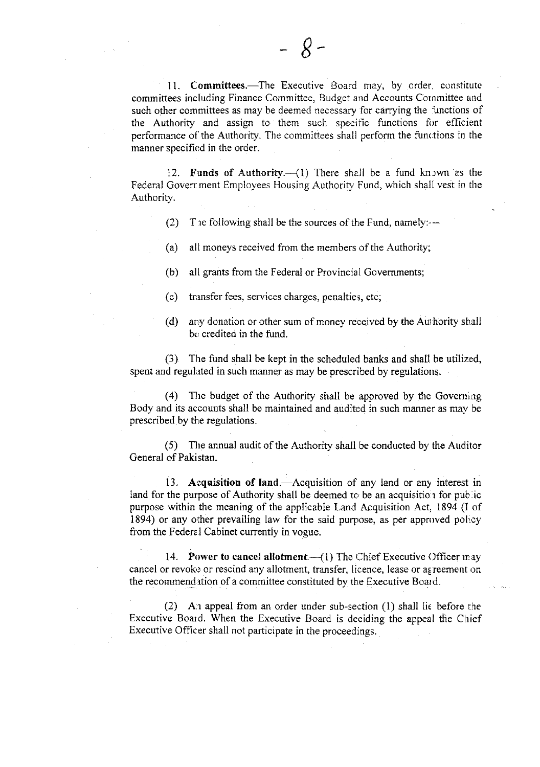11. **Committees.**—The Executive Board may, by order, constitute committees including Finance Committee, Budget and Accounts Committee and such other committees as may be deemed necessary for carrying the functions of the Authority and assign to them such specific functions for efficient performance of the Authority. The committees shall perform the functions in the manner specified in the order.

12. **Funds of Authority.**—(1) There shall be a fund known as the Federal Government Employees Housing Authority Fund, which shall vest in the Authority.

(2) The following shall be the sources of the Fund, namely:—

(a) all moneys received from the members of the Authority;

(b) all grants from the Federal or Provincial Governments;

(c) transfer fees, services charges, penalties, etc;

(d) any donation or other sum of money received by the Authority shall be credited in the fund.

(3) The fund shall be kept in the scheduled banks and shall be utilized, spent and regulated in such manner as may be prescribed by regulations.

(4) The budget of the Authority shall be approved by the Governing Body and its accounts shall be maintained and audited in such manner as may be prescribed by the regulations.

(5) The annual audit of the Authority shall be conducted by the Auditor General of Pakistan.

13. **Acquisition of land.**—Acquisition of any land or any interest in land for the purpose of Authority shall be deemed to be an acquisition for public purpose within the meaning of the applicable Land Acquisition Act, 1894 (I of 1894) or any other prevailing law for the said purpose, as per approved policy from the Federal Cabinet currently in vogue.

14. **Power to cancel allotment.**—(1) The Chief Executive Officer may cancel or revoke or rescind any allotment, transfer, licence, lease or agreement on the recommendation of a committee constituted by the Executive Board.

(2) An appeal from an order under sub-section (1) shall lie before the Executive Board. When the Executive Board is deciding the appeal the Chief Executive Officer shall not participate in the proceedings.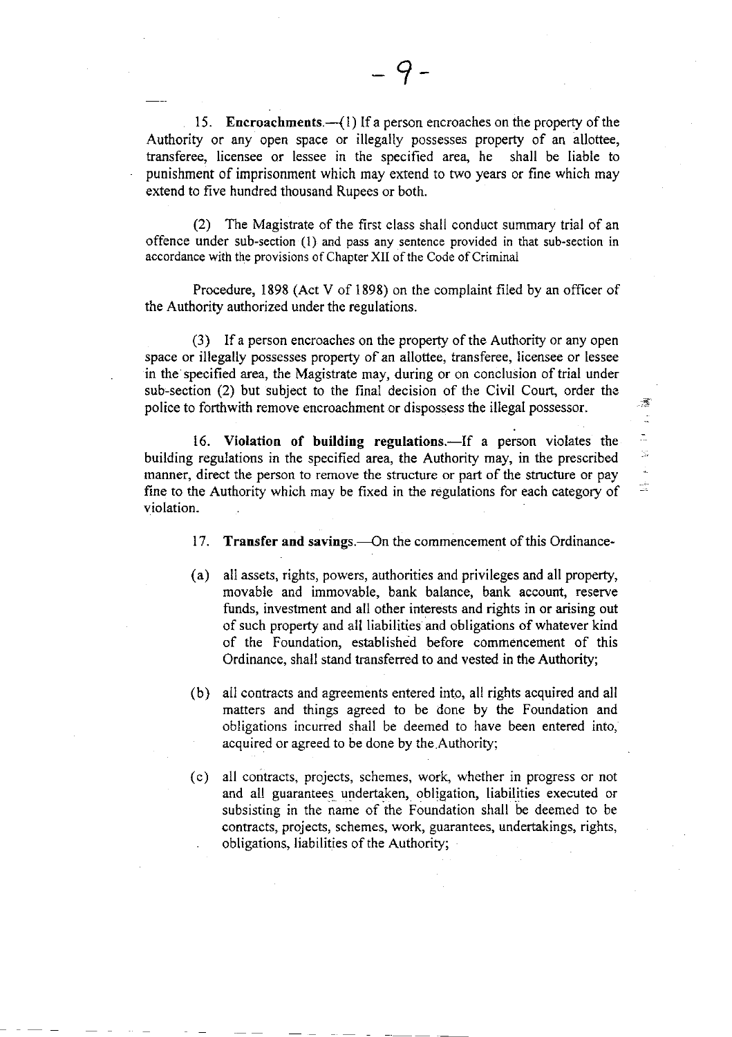15. **Encroachments.**—(1) If a person encroaches on the property of the Authority or any open space or illegally possesses property of an allottee, transferee, licensee or lessee in the specified area, he shall be liable to punishment of imprisonment which may extend to two years or fine which may extend to five hundred thousand Rupees or both.

(2) The Magistrate of the first class shall conduct summary trial of an offence under sub-section (1) and pass any sentence provided in that sub-section in accordance with the provisions of Chapter XII of the Code of Criminal

Procedure, 1898 (Act V of 1898) on the complaint filed by an officer of the Authority authorized under the regulations.

(3) If a person encroaches on the property of the Authority or any open space or illegally possesses property of an allottee, transferee, licensee or lessee in the specified area, the Magistrate may, during or on conclusion of trial under sub-section (2) but subject to the final decision of the Civil Court, order the police to forthwith remove encroachment or dispossess the illegal possessor.

16. **Violation of building regulations.**—If a person violates the building regulations in the specified area, the Authority may, in the prescribed manner, direct the person to remove the structure or part of the structure or pay fine to the Authority which may be fixed in the regulations for each category of violation.

17. **Transfer and savings.**—On the commencement of this Ordinance-

(a) all assets, rights, powers, authorities and privileges and all property, movable and immovable, bank balance, bank account, reserve funds, investment and all other interests and rights in or arising out of such property and all liabilities and obligations of whatever kind of the Foundation, established before commencement of this Ordinance, shall stand transferred to and vested in the Authority;

(b) all contracts and agreements entered into, all rights acquired and all matters and things agreed to be done by the Foundation and obligations incurred shall be deemed to have been entered into, acquired or agreed to be done by the Authority;

(c) all contracts, projects, schemes, work, whether in progress or not and all guarantees undertaken, obligation, liabilities executed or subsisting in the name of the Foundation shall be deemed to be contracts, projects, schemes, work, guarantees, undertakings, rights, obligations, liabilities of the Authority;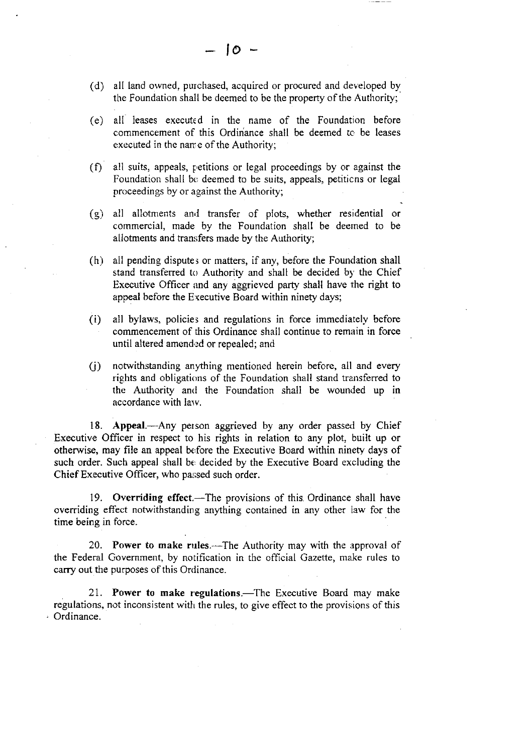(d) all land owned, purchased, acquired or procured and developed by the Foundation shall be deemed to be the property of the Authority;

(e) all leases executed in the name of the Foundation before commencement of this Ordinance shall be deemed to be leases executed in the name of the Authority;

(f) all suits, appeals, petitions or legal proceedings by or against the Foundation shall be deemed to be suits, appeals, petitions or legal proceedings by or against the Authority;

(g) all allotments and transfer of plots, whether residential or commercial, made by the Foundation shall be deemed to be allotments and transfers made by the Authority;

(h) all pending disputes or matters, if any, before the Foundation shall stand transferred to Authority and shall be decided by the Chief Executive Officer and any aggrieved party shall have the right to appeal before the Executive Board within ninety days;

(i) all bylaws, policies and regulations in force immediately before commencement of this Ordinance shall continue to remain in force until altered amended or repealed; and

(j) notwithstanding anything mentioned herein before, all and every rights and obligations of the Foundation shall stand transferred to the Authority and the Foundation shall be wounded up in accordance with law.

18. **Appeal.**—Any person aggrieved by any order passed by Chief Executive Officer in respect to his rights in relation to any plot, built up or otherwise, may file an appeal before the Executive Board within ninety days of such order. Such appeal shall be decided by the Executive Board excluding the Chief Executive Officer, who passed such order.

19. **Overriding effect.**—The provisions of this Ordinance shall have overriding effect notwithstanding anything contained in any other law for the time being in force.

20. **Power to make rules.**—The Authority may with the approval of the Federal Government, by notification in the official Gazette, make rules to carry out the purposes of this Ordinance.

21. **Power to make regulations.**—The Executive Board may make regulations, not inconsistent with the rules, to give effect to the provisions of this Ordinance.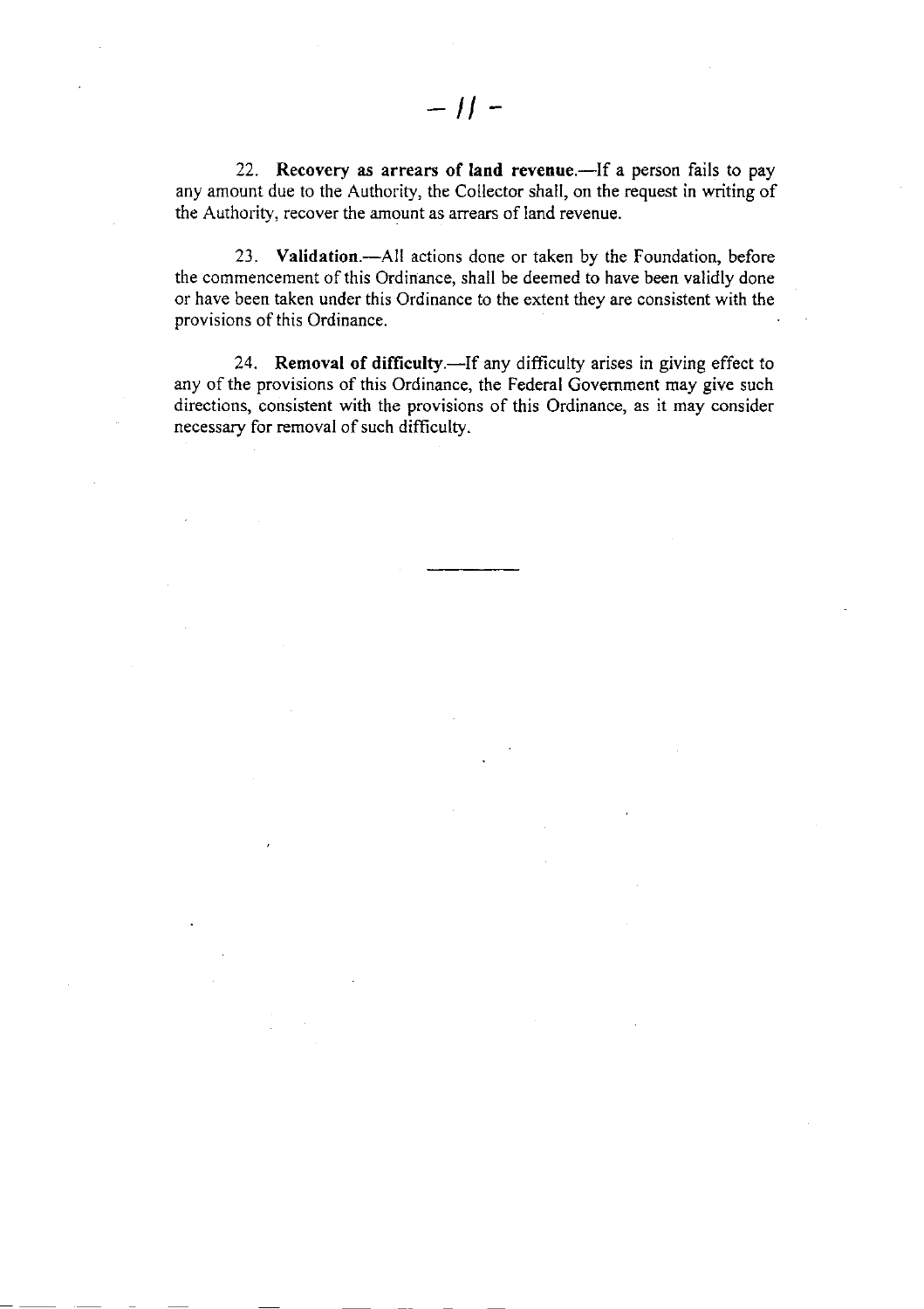22. **Recovery as arrears of land revenue.**—If a person fails to pay any amount due to the Authority, the Collector shall, on the request in writing of the Authority, recover the amount as arrears of land revenue.

23. **Validation.**—All actions done or taken by the Foundation, before the commencement of this Ordinance, shall be deemed to have been validly done or have been taken under this Ordinance to the extent they are consistent with the provisions of this Ordinance.

24. **Removal of difficulty.**—If any difficulty arises in giving effect to any of the provisions of this Ordinance, the Federal Government may give such directions, consistent with the provisions of this Ordinance, as it may consider necessary for removal of such difficulty.

---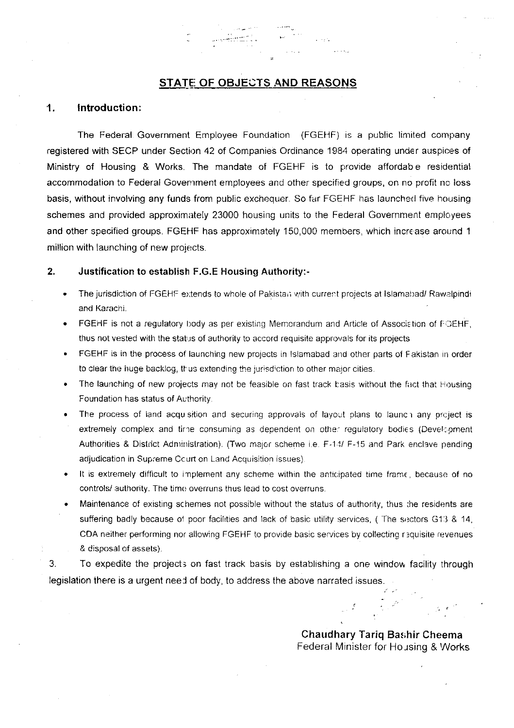## STATE OF OBJECTS AND REASONS

### 1. Introduction:

The Federal Government Employee Foundation (FGEHF) is a public limited company registered with SECP under Section 42 of Companies Ordinance 1984 operating under auspices of Ministry of Housing & Works. The mandate of FGEHF is to provide affordable residential accommodation to Federal Government employees and other specified groups, on no profit no loss basis, without involving any funds from public exchequer. So far FGEHF has launched five housing schemes and provided approximately 23000 housing units to the Federal Government employees and other specified groups. FGEHF has approximately 150,000 members, which increase around 1 million with launching of new projects.

### 2. Justification to establish F.G.E Housing Authority:-

- The jurisdiction of FGEHF extends to whole of Pakistan with current projects at Islamabad/ Rawalpindi and Karachi.
- FGEHF is not a regulatory body as per existing Memorandum and Article of Association of FGEHF, thus not vested with the status of authority to accord requisite approvals for its projects
- FGEHF is in the process of launching new projects in Islamabad and other parts of Pakistan in order to clear the huge backlog, thus extending the jurisdiction to other major cities.
- The launching of new projects may not be feasible on fast track basis without the fact that Housing Foundation has status of Authority.
- The process of land acquisition and securing approvals of layout plans to launch any project is extremely complex and time consuming as dependent on other regulatory bodies (Development Authorities & District Administration). (Two major scheme i.e. F-14/ F-15 and Park enclave pending adjudication in Supreme Court on Land Acquisition issues).
- It is extremely difficult to implement any scheme within the anticipated time frame, because of no controls/ authority. The time overruns thus lead to cost overruns.
- Maintenance of existing schemes not possible without the status of authority, thus the residents are suffering badly because of poor facilities and lack of basic utility services, ( The sectors G13 & 14, CDA neither performing nor allowing FGEHF to provide basic services by collecting requisite revenues & disposal of assets).

3. To expedite the projects on fast track basis by establishing a one window facility through legislation there is a urgent need of body, to address the above narrated issues.

**Chaudhary Tariq Bashir Cheema**
Federal Minister for Housing & Works